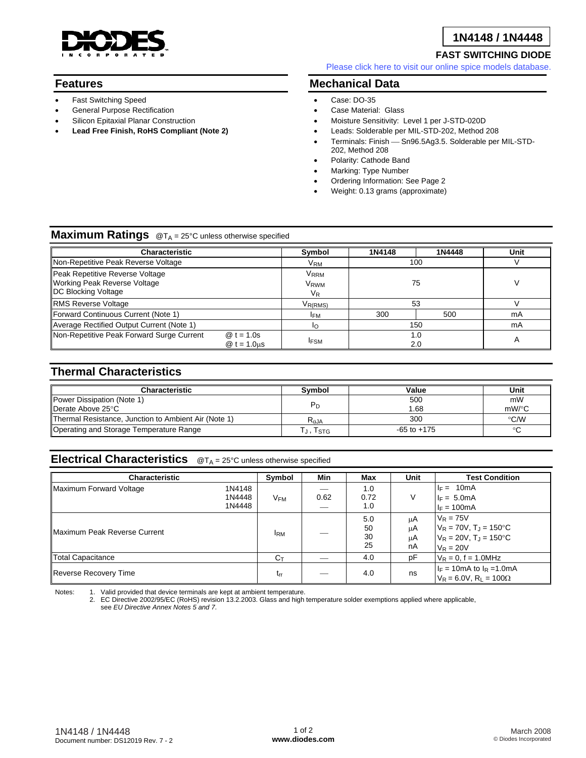# 1N4148 / 1N4448

## FAST SWITCHING DIODE

Please click here to visit our online spice models database.

## Features

- Fast Switching Speed
- General Purpose Rectification
- Silicon Epitaxial Planar Construction
- **Lead Free Finish, RoHS Compliant (Note 2)**

## Mechanical Data

- Case: DO-35
- Case Material: Glass
- Moisture Sensitivity: Level 1 per J-STD-020D
- Leads: Solderable per MIL-STD-202, Method 208
- Terminals: Finish — Sn96.5Ag3.5. Solderable per MIL-STD-202, Method 208
- Polarity: Cathode Band
- Marking: Type Number
- Ordering Information: See Page 2
- Weight: 0.13 grams (approximate)

## Maximum Ratings @$T_A$ = 25°C unless otherwise specified

| Characteristic | Symbol | 1N4148 | 1N4448 | Unit |
|---|---|---|---|---|
| Non-Repetitive Peak Reverse Voltage | $V_{RM}$ | 100 | | V |
| Peak Repetitive Reverse Voltage<br>Working Peak Reverse Voltage<br>DC Blocking Voltage | $V_{RRM}$<br>$V_{RWM}$<br>$V_R$ | 75 | | V |
| RMS Reverse Voltage | $V_{R(RMS)}$ | 53 | | V |
| Forward Continuous Current (Note 1) | $I_{FM}$ | 300 | 500 | mA |
| Average Rectified Output Current (Note 1) | $I_O$ | 150 | | mA |
| Non-Repetitive Peak Forward Surge Current @ t = 1.0s<br>@ t = 1.0μs | $I_{FSM}$ | 1.0<br>2.0 | | A |

## Thermal Characteristics

| Characteristic | Symbol | Value | Unit |
|---|---|---|---|
| Power Dissipation (Note 1)<br>Derate Above 25°C | $P_D$ | 500<br>1.68 | mW<br>mW/°C |
| Thermal Resistance, Junction to Ambient Air (Note 1) | $R_{\theta JA}$ | 300 | °C/W |
| Operating and Storage Temperature Range | $T_J$, $T_{STG}$ | -65 to +175 | °C |

## Electrical Characteristics @$T_A$ = 25°C unless otherwise specified

| Characteristic | | Symbol | Min | Max | Unit | Test Condition |
|---|---|---|---|---|---|---|
| Maximum Forward Voltage | 1N4148<br>1N4448<br>1N4448 | $V_{FM}$ | —<br>0.62<br>— | 1.0<br>0.72<br>1.0 | V | $I_F$ = 10mA<br>$I_F$ = 5.0mA<br>$I_F$ = 100mA |
| Maximum Peak Reverse Current | | $I_{RM}$ | — | 5.0<br>50<br>30<br>25 | μA<br>μA<br>μA<br>nA | $V_R$ = 75V<br>$V_R$ = 70V, $T_J$ = 150°C<br>$V_R$ = 20V, $T_J$ = 150°C<br>$V_R$ = 20V |
| Total Capacitance | | $C_T$ | — | 4.0 | pF | $V_R$ = 0, f = 1.0MHz |
| Reverse Recovery Time | | $t_{rr}$ | — | 4.0 | ns | $I_F$ = 10mA to $I_R$ =1.0mA<br>$V_R$ = 6.0V, $R_L$ = 100Ω |

Notes:
1. Valid provided that device terminals are kept at ambient temperature.
2. EC Directive 2002/95/EC (RoHS) revision 13.2.2003. Glass and high temperature solder exemptions applied where applicable, see *EU Directive Annex Notes 5 and 7*.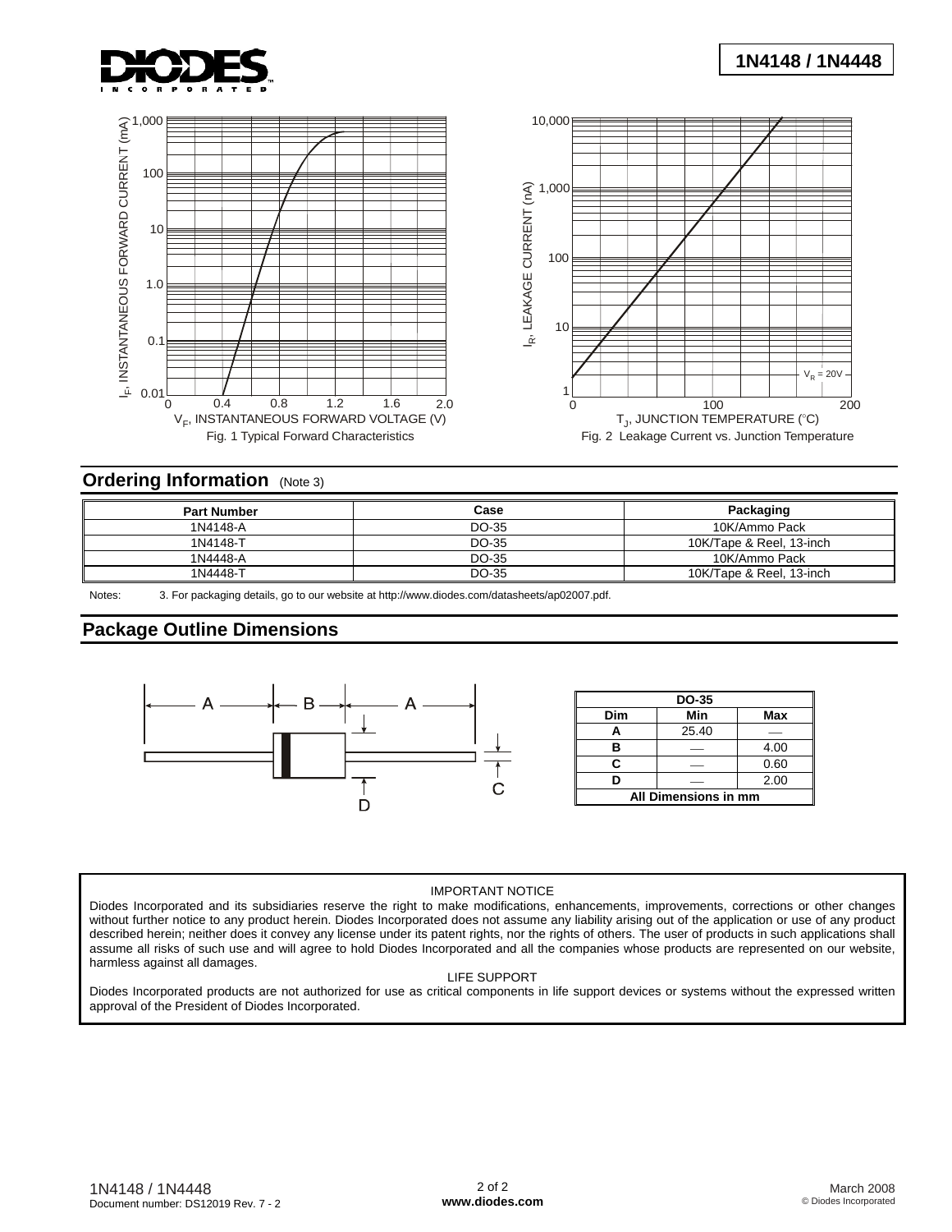$I_F$, INSTANTANEOUS FORWARD CURRENT (mA)

1,000
100
10
1.0
0.1
0.01

0 0.4 0.8 1.2 1.6 2.0

$V_F$, INSTANTANEOUS FORWARD VOLTAGE (V)

Fig. 1 Typical Forward Characteristics

$I_R$, LEAKAGE CURRENT (nA)

10,000
1,000
100
10
1

$V_R$ = 20V

0 100 200

$T_J$, JUNCTION TEMPERATURE (°C)

Fig. 2 Leakage Current vs. Junction Temperature

## Ordering Information (Note 3)

| Part Number | Case | Packaging |
|---|---|---|
| 1N4148-A | DO-35 | 10K/Ammo Pack |
| 1N4148-T | DO-35 | 10K/Tape & Reel, 13-inch |
| 1N4448-A | DO-35 | 10K/Ammo Pack |
| 1N4448-T | DO-35 | 10K/Tape & Reel, 13-inch |

Notes: 3. For packaging details, go to our website at http://www.diodes.com/datasheets/ap02007.pdf.

## Package Outline Dimensions

A B A

D C

| DO-35 | | |
|---|---|---|
| Dim | Min | Max |
| A | 25.40 | — |
| B | — | 4.00 |
| C | — | 0.60 |
| D | — | 2.00 |
| All Dimensions in mm | | |

IMPORTANT NOTICE

Diodes Incorporated and its subsidiaries reserve the right to make modifications, enhancements, improvements, corrections or other changes without further notice to any product herein. Diodes Incorporated does not assume any liability arising out of the application or use of any product described herein; neither does it convey any license under its patent rights, nor the rights of others. The user of products in such applications shall assume all risks of such use and will agree to hold Diodes Incorporated and all the companies whose products are represented on our website, harmless against all damages.

LIFE SUPPORT

Diodes Incorporated products are not authorized for use as critical components in life support devices or systems without the expressed written approval of the President of Diodes Incorporated.